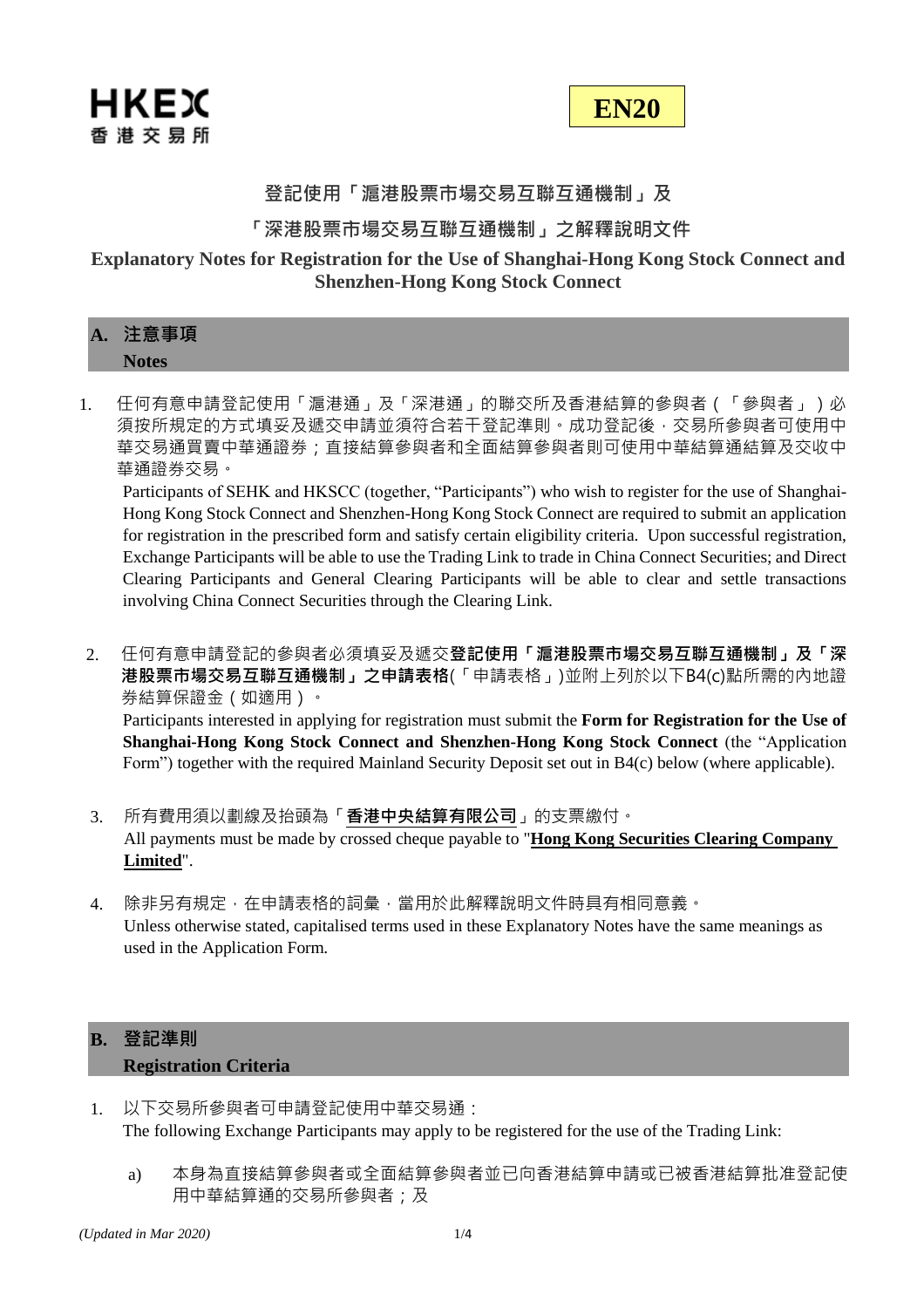HKEX
香港交易所

**EN20**

## 登記使用「滬港股票市場交易互聯互通機制」及
## 「深港股票市場交易互聯互通機制」之解釋說明文件

## Explanatory Notes for Registration for the Use of Shanghai-Hong Kong Stock Connect and Shenzhen-Hong Kong Stock Connect

### A. 注意事項
### Notes

1. 任何有意申請登記使用「滬港通」及「深港通」的聯交所及香港結算的參與者（「參與者」）必須按所規定的方式填妥及遞交申請並須符合若干登記準則。成功登記後，交易所參與者可使用中華交易通買賣中華通證券；直接結算參與者和全面結算參與者則可使用中華結算通結算及交收中華通證券交易。

   Participants of SEHK and HKSCC (together, "Participants") who wish to register for the use of Shanghai-Hong Kong Stock Connect and Shenzhen-Hong Kong Stock Connect are required to submit an application for registration in the prescribed form and satisfy certain eligibility criteria. Upon successful registration, Exchange Participants will be able to use the Trading Link to trade in China Connect Securities; and Direct Clearing Participants and General Clearing Participants will be able to clear and settle transactions involving China Connect Securities through the Clearing Link.

2. 任何有意申請登記的參與者必須填妥及遞交**登記使用「滬港股票市場交易互聯互通機制」及「深港股票市場交易互聯互通機制」之申請表格**(「申請表格」)並附上列於以下B4(c)點所需的內地證券結算保證金（如適用）。

   Participants interested in applying for registration must submit the **Form for Registration for the Use of Shanghai-Hong Kong Stock Connect and Shenzhen-Hong Kong Stock Connect** (the "Application Form") together with the required Mainland Security Deposit set out in B4(c) below (where applicable).

3. 所有費用須以劃線及抬頭為「**香港中央結算有限公司**」的支票繳付。

   All payments must be made by crossed cheque payable to "**Hong Kong Securities Clearing Company Limited**".

4. 除非另有規定，在申請表格的詞彙，當用於此解釋說明文件時具有相同意義。

   Unless otherwise stated, capitalised terms used in these Explanatory Notes have the same meanings as used in the Application Form.

### B. 登記準則
### Registration Criteria

1. 以下交易所參與者可申請登記使用中華交易通：

   The following Exchange Participants may apply to be registered for the use of the Trading Link:

   a) 本身為直接結算參與者或全面結算參與者並已向香港結算申請或已被香港結算批准登記使用中華結算通的交易所參與者；及

*(Updated in Mar 2020)*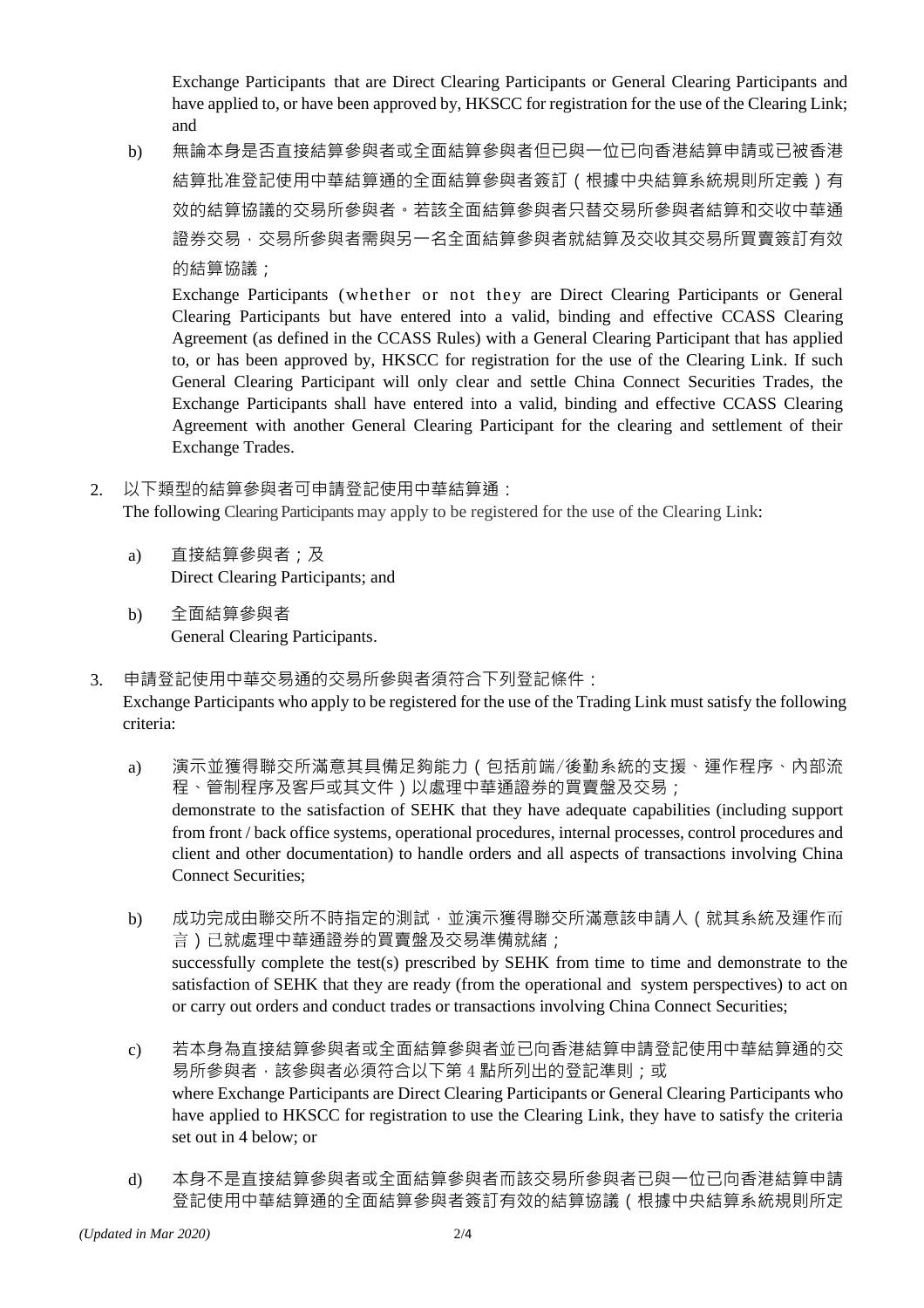Exchange Participants that are Direct Clearing Participants or General Clearing Participants and have applied to, or have been approved by, HKSCC for registration for the use of the Clearing Link; and

b) 無論本身是否直接結算參與者或全面結算參與者但已與一位已向香港結算申請或已被香港結算批准登記使用中華結算通的全面結算參與者簽訂（根據中央結算系統規則所定義）有效的結算協議的交易所參與者。若該全面結算參與者只替交易所參與者結算和交收中華通證券交易，交易所參與者需與另一名全面結算參與者就結算及交收其交易所買賣簽訂有效的結算協議；

   Exchange Participants (whether or not they are Direct Clearing Participants or General Clearing Participants but have entered into a valid, binding and effective CCASS Clearing Agreement (as defined in the CCASS Rules) with a General Clearing Participant that has applied to, or has been approved by, HKSCC for registration for the use of the Clearing Link. If such General Clearing Participant will only clear and settle China Connect Securities Trades, the Exchange Participants shall have entered into a valid, binding and effective CCASS Clearing Agreement with another General Clearing Participant for the clearing and settlement of their Exchange Trades.

2. 以下類型的結算參與者可申請登記使用中華結算通：
   The following Clearing Participants may apply to be registered for the use of the Clearing Link:

   a) 直接結算參與者；及
      Direct Clearing Participants; and

   b) 全面結算參與者
      General Clearing Participants.

3. 申請登記使用中華交易通的交易所參與者須符合下列登記條件：
   Exchange Participants who apply to be registered for the use of the Trading Link must satisfy the following criteria:

   a) 演示並獲得聯交所滿意其具備足夠能力（包括前端/後勤系統的支援、運作程序、內部流程、管制程序及客戶或其文件）以處理中華通證券的買賣盤及交易；
      demonstrate to the satisfaction of SEHK that they have adequate capabilities (including support from front / back office systems, operational procedures, internal processes, control procedures and client and other documentation) to handle orders and all aspects of transactions involving China Connect Securities;

   b) 成功完成由聯交所不時指定的測試，並演示獲得聯交所滿意該申請人（就其系統及運作而言）已就處理中華通證券的買賣盤及交易準備就緒；
      successfully complete the test(s) prescribed by SEHK from time to time and demonstrate to the satisfaction of SEHK that they are ready (from the operational and system perspectives) to act on or carry out orders and conduct trades or transactions involving China Connect Securities;

   c) 若本身為直接結算參與者或全面結算參與者並已向香港結算申請登記使用中華結算通的交易所參與者，該參與者必須符合以下第 4 點所列出的登記準則；或
      where Exchange Participants are Direct Clearing Participants or General Clearing Participants who have applied to HKSCC for registration to use the Clearing Link, they have to satisfy the criteria set out in 4 below; or

   d) 本身不是直接結算參與者或全面結算參與者而該交易所參與者已與一位已向香港結算申請登記使用中華結算通的全面結算參與者簽訂有效的結算協議（根據中央結算系統規則所定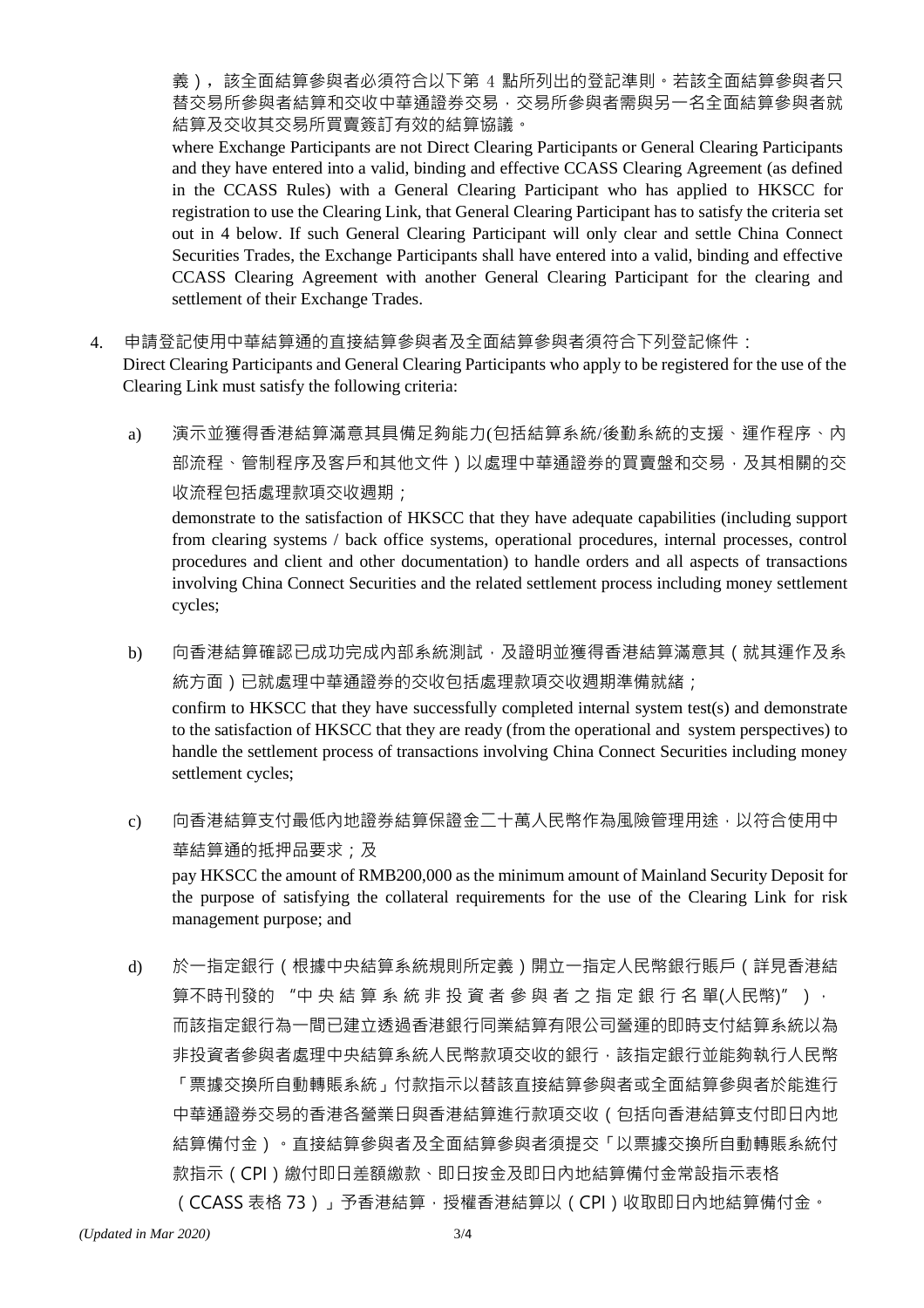義），該全面結算參與者必須符合以下第 4 點所列出的登記準則。若該全面結算參與者只替交易所參與者結算和交收中華通證券交易，交易所參與者需與另一名全面結算參與者就結算及交收其交易所買賣簽訂有效的結算協議。

where Exchange Participants are not Direct Clearing Participants or General Clearing Participants and they have entered into a valid, binding and effective CCASS Clearing Agreement (as defined in the CCASS Rules) with a General Clearing Participant who has applied to HKSCC for registration to use the Clearing Link, that General Clearing Participant has to satisfy the criteria set out in 4 below. If such General Clearing Participant will only clear and settle China Connect Securities Trades, the Exchange Participants shall have entered into a valid, binding and effective CCASS Clearing Agreement with another General Clearing Participant for the clearing and settlement of their Exchange Trades.

4. 申請登記使用中華結算通的直接結算參與者及全面結算參與者須符合下列登記條件：
   Direct Clearing Participants and General Clearing Participants who apply to be registered for the use of the Clearing Link must satisfy the following criteria:

   a) 演示並獲得香港結算滿意其具備足夠能力(包括結算系統/後勤系統的支援、運作程序、內部流程、管制程序及客戶和其他文件）以處理中華通證券的買賣盤和交易，及其相關的交收流程包括處理款項交收週期；

      demonstrate to the satisfaction of HKSCC that they have adequate capabilities (including support from clearing systems / back office systems, operational procedures, internal processes, control procedures and client and other documentation) to handle orders and all aspects of transactions involving China Connect Securities and the related settlement process including money settlement cycles;

   b) 向香港結算確認已成功完成內部系統測試，及證明並獲得香港結算滿意其（就其運作及系統方面）已就處理中華通證券的交收包括處理款項交收週期準備就緒；

      confirm to HKSCC that they have successfully completed internal system test(s) and demonstrate to the satisfaction of HKSCC that they are ready (from the operational and system perspectives) to handle the settlement process of transactions involving China Connect Securities including money settlement cycles;

   c) 向香港結算支付最低內地證券結算保證金二十萬人民幣作為風險管理用途，以符合使用中華結算通的抵押品要求；及

      pay HKSCC the amount of RMB200,000 as the minimum amount of Mainland Security Deposit for the purpose of satisfying the collateral requirements for the use of the Clearing Link for risk management purpose; and

   d) 於一指定銀行（根據中央結算系統規則所定義）開立一指定人民幣銀行賬戶（詳見香港結算不時刊發的 "中央結算系統非投資者參與者之指定銀行名單(人民幣)"），而該指定銀行為一間已建立透過香港銀行同業結算有限公司營運的即時支付結算系統以為非投資者參與者處理中央結算系統人民幣款項交收的銀行，該指定銀行並能夠執行人民幣「票據交換所自動轉賬系統」付款指示以替該直接結算參與者或全面結算參與者於能進行中華通證券交易的香港各營業日與香港結算進行款項交收（包括向香港結算支付即日內地結算備付金）。直接結算參與者及全面結算參與者須提交「以票據交換所自動轉賬系統付款指示（CPI）繳付即日差額繳款、即日按金及即日內地結算備付金常設指示表格（CCASS 表格 73）」予香港結算，授權香港結算以（CPI）收取即日內地結算備付金。

*(Updated in Mar 2020)*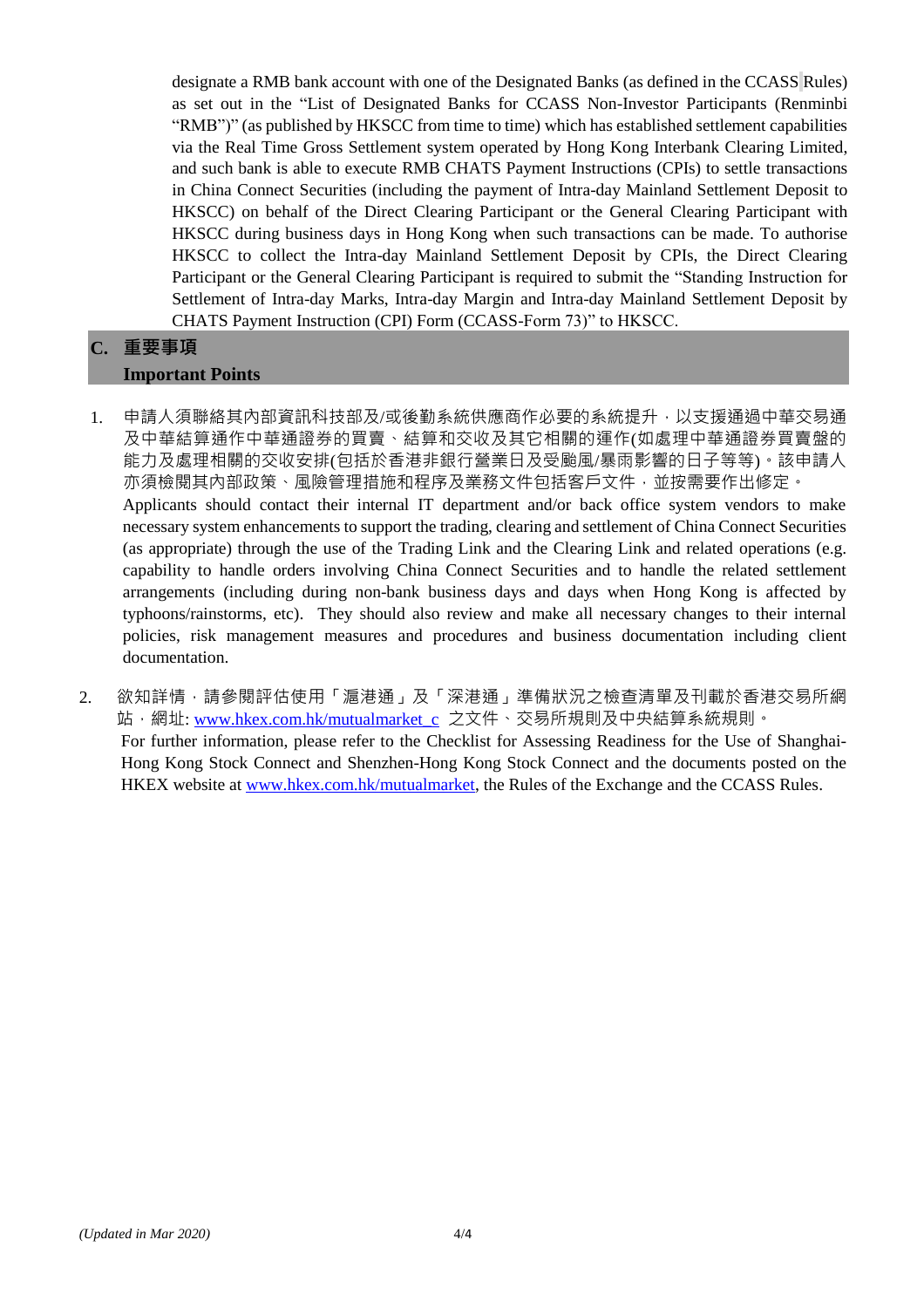designate a RMB bank account with one of the Designated Banks (as defined in the CCASS Rules) as set out in the "List of Designated Banks for CCASS Non-Investor Participants (Renminbi "RMB")" (as published by HKSCC from time to time) which has established settlement capabilities via the Real Time Gross Settlement system operated by Hong Kong Interbank Clearing Limited, and such bank is able to execute RMB CHATS Payment Instructions (CPIs) to settle transactions in China Connect Securities (including the payment of Intra-day Mainland Settlement Deposit to HKSCC) on behalf of the Direct Clearing Participant or the General Clearing Participant with HKSCC during business days in Hong Kong when such transactions can be made. To authorise HKSCC to collect the Intra-day Mainland Settlement Deposit by CPIs, the Direct Clearing Participant or the General Clearing Participant is required to submit the "Standing Instruction for Settlement of Intra-day Marks, Intra-day Margin and Intra-day Mainland Settlement Deposit by CHATS Payment Instruction (CPI) Form (CCASS-Form 73)" to HKSCC.

## C. 重要事項 Important Points

1. 申請人須聯絡其內部資訊科技部及/或後勤系統供應商作必要的系統提升，以支援通過中華交易通及中華結算通作中華通證券的買賣、結算和交收及其它相關的運作(如處理中華通證券買賣盤的能力及處理相關的交收安排(包括於香港非銀行營業日及受颱風/暴雨影響的日子等等)。該申請人亦須檢閱其內部政策、風險管理措施和程序及業務文件包括客戶文件，並按需要作出修定。
   Applicants should contact their internal IT department and/or back office system vendors to make necessary system enhancements to support the trading, clearing and settlement of China Connect Securities (as appropriate) through the use of the Trading Link and the Clearing Link and related operations (e.g. capability to handle orders involving China Connect Securities and to handle the related settlement arrangements (including during non-bank business days and days when Hong Kong is affected by typhoons/rainstorms, etc). They should also review and make all necessary changes to their internal policies, risk management measures and procedures and business documentation including client documentation.

2. 欲知詳情，請參閱評估使用「滬港通」及「深港通」準備狀況之檢查清單及刊載於香港交易所網站，網址: [www.hkex.com.hk/mutualmarket_c](www.hkex.com.hk/mutualmarket_c) 之文件、交易所規則及中央結算系統規則。
   For further information, please refer to the Checklist for Assessing Readiness for the Use of Shanghai-Hong Kong Stock Connect and Shenzhen-Hong Kong Stock Connect and the documents posted on the HKEX website at [www.hkex.com.hk/mutualmarket](www.hkex.com.hk/mutualmarket), the Rules of the Exchange and the CCASS Rules.

*(Updated in Mar 2020)*